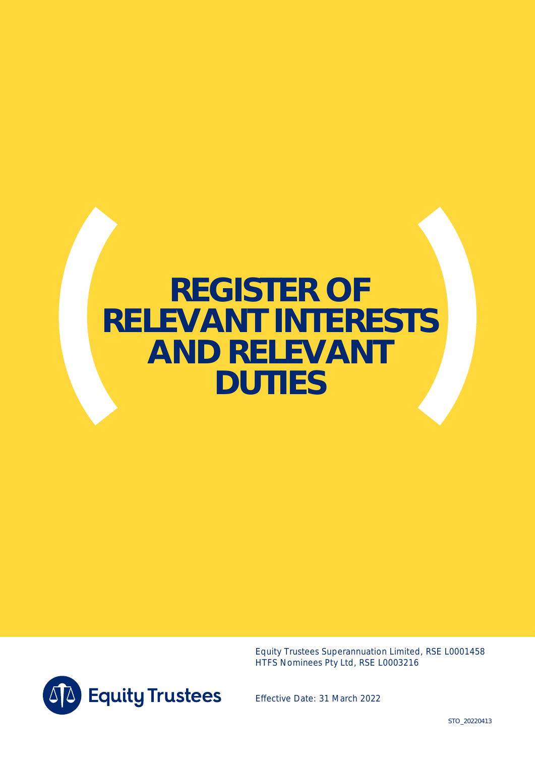# REGISTER OF RELEVANT INTERESTS AND RELEVANT DUTIES

Equity Trustees Superannuation Limited, RSE L0001458
HTFS Nominees Pty Ltd, RSE L0003216

Equity Trustees

Effective Date: 31 March 2022

STO_20220413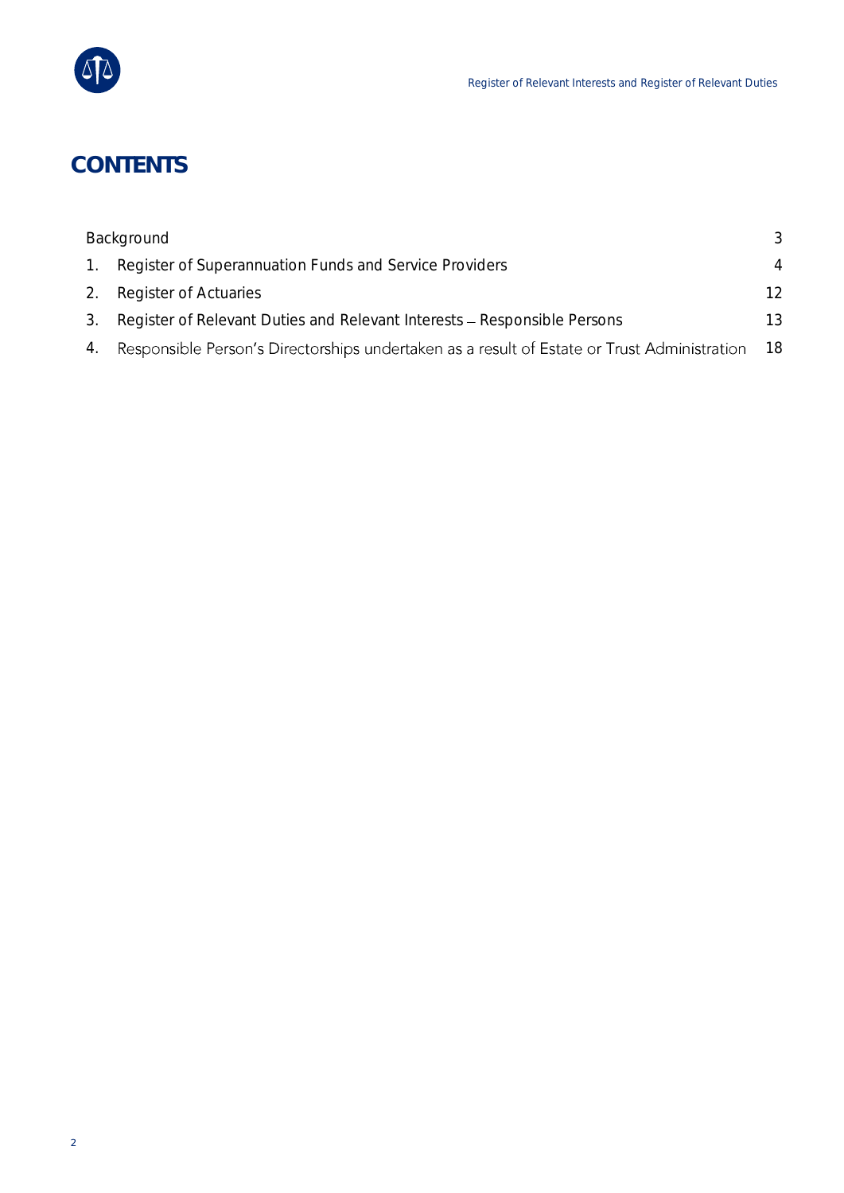# CONTENTS

| | | |
|---|---|---|
| | Background | 3 |
| 1. | Register of Superannuation Funds and Service Providers | 4 |
| 2. | Register of Actuaries | 12 |
| 3. | Register of Relevant Duties and Relevant Interests – Responsible Persons | 13 |
| 4. | Responsible Person's Directorships undertaken as a result of Estate or Trust Administration | 18 |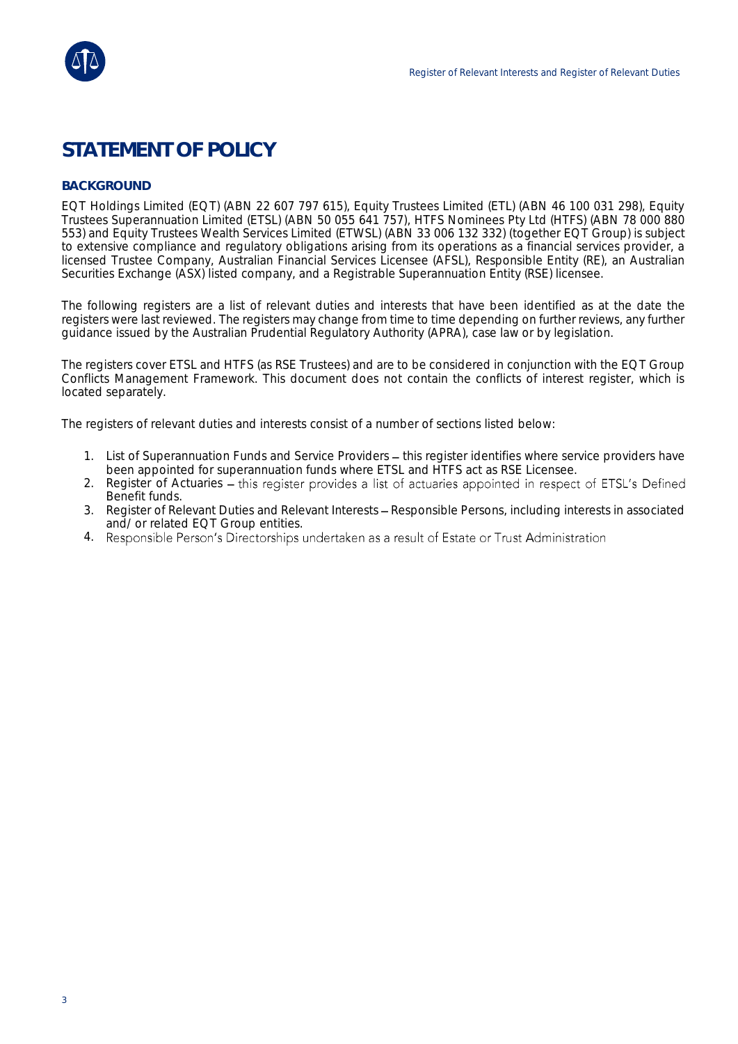# STATEMENT OF POLICY

## BACKGROUND

EQT Holdings Limited (EQT) (ABN 22 607 797 615), Equity Trustees Limited (ETL) (ABN 46 100 031 298), Equity Trustees Superannuation Limited (ETSL) (ABN 50 055 641 757), HTFS Nominees Pty Ltd (HTFS) (ABN 78 000 880 553) and Equity Trustees Wealth Services Limited (ETWSL) (ABN 33 006 132 332) (together EQT Group) is subject to extensive compliance and regulatory obligations arising from its operations as a financial services provider, a licensed Trustee Company, Australian Financial Services Licensee (AFSL), Responsible Entity (RE), an Australian Securities Exchange (ASX) listed company, and a Registrable Superannuation Entity (RSE) licensee.

The following registers are a list of relevant duties and interests that have been identified as at the date the registers were last reviewed. The registers may change from time to time depending on further reviews, any further guidance issued by the Australian Prudential Regulatory Authority (APRA), case law or by legislation.

The registers cover ETSL and HTFS (as RSE Trustees) and are to be considered in conjunction with the EQT Group Conflicts Management Framework. This document does not contain the conflicts of interest register, which is located separately.

The registers of relevant duties and interests consist of a number of sections listed below:

1. List of Superannuation Funds and Service Providers – this register identifies where service providers have been appointed for superannuation funds where ETSL and HTFS act as RSE Licensee.
2. Register of Actuaries – this register provides a list of actuaries appointed in respect of ETSL's Defined Benefit funds.
3. Register of Relevant Duties and Relevant Interests – Responsible Persons, including interests in associated and/ or related EQT Group entities.
4. Responsible Person's Directorships undertaken as a result of Estate or Trust Administration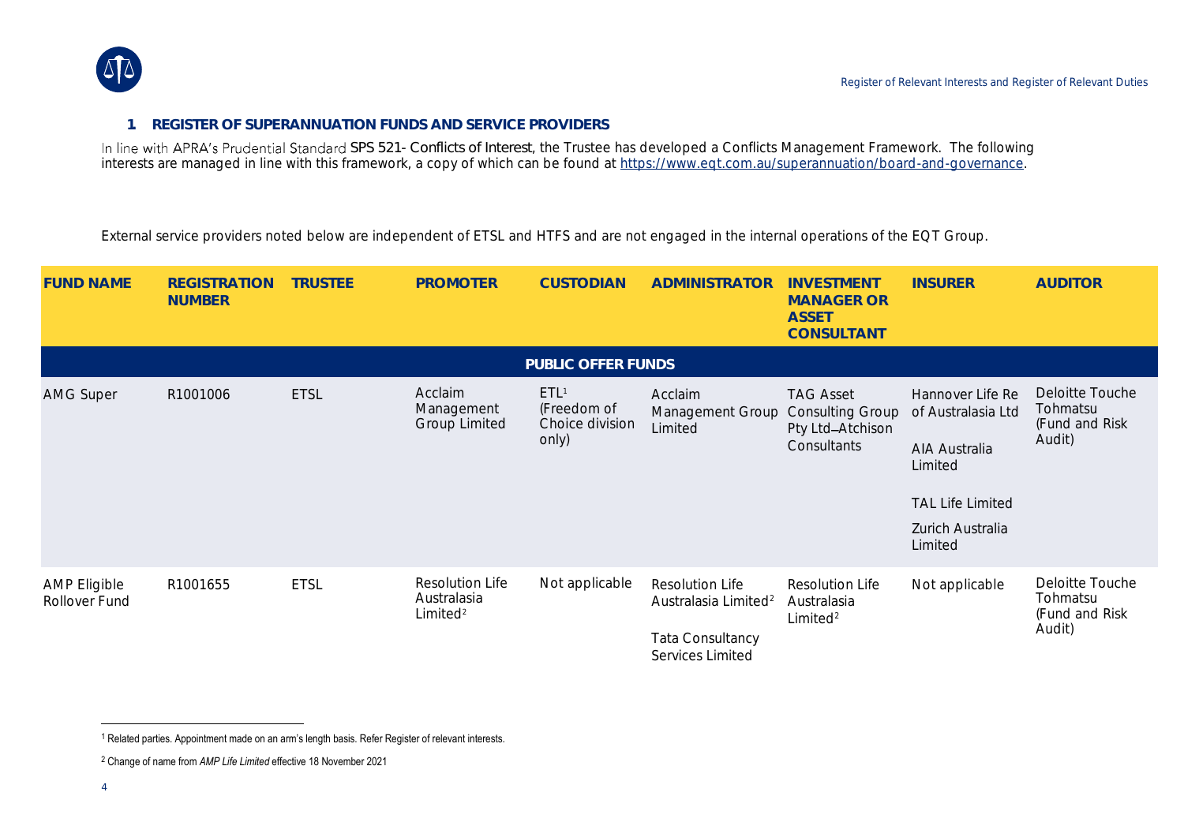## 1 REGISTER OF SUPERANNUATION FUNDS AND SERVICE PROVIDERS

In line with APRA's Prudential Standard SPS 521- Conflicts of Interest, the Trustee has developed a Conflicts Management Framework. The following interests are managed in line with this framework, a copy of which can be found at https://www.eqt.com.au/superannuation/board-and-governance.

External service providers noted below are independent of ETSL and HTFS and are not engaged in the internal operations of the EQT Group.

| FUND NAME | REGISTRATION NUMBER | TRUSTEE | PROMOTER | CUSTODIAN | ADMINISTRATOR | INVESTMENT MANAGER OR ASSET CONSULTANT | INSURER | AUDITOR |
|---|---|---|---|---|---|---|---|---|
| **PUBLIC OFFER FUNDS** | | | | | | | | |
| AMG Super | R1001006 | ETSL | Acclaim Management Group Limited | ETL[1] (Freedom of Choice division only) | Acclaim Management Group Limited | TAG Asset Consulting Group Pty Ltd–Atchison Consultants | Hannover Life Re of Australasia Ltd<br>AIA Australia Limited<br>TAL Life Limited<br>Zurich Australia Limited | Deloitte Touche Tohmatsu (Fund and Risk Audit) |
| AMP Eligible Rollover Fund | R1001655 | ETSL | Resolution Life Australasia Limited[2] | Not applicable | Resolution Life Australasia Limited[2]<br>Tata Consultancy Services Limited | Resolution Life Australasia Limited[2] | Not applicable | Deloitte Touche Tohmatsu (Fund and Risk Audit) |

[1] Related parties. Appointment made on an arm's length basis. Refer Register of relevant interests.

[2] Change of name from *AMP Life Limited* effective 18 November 2021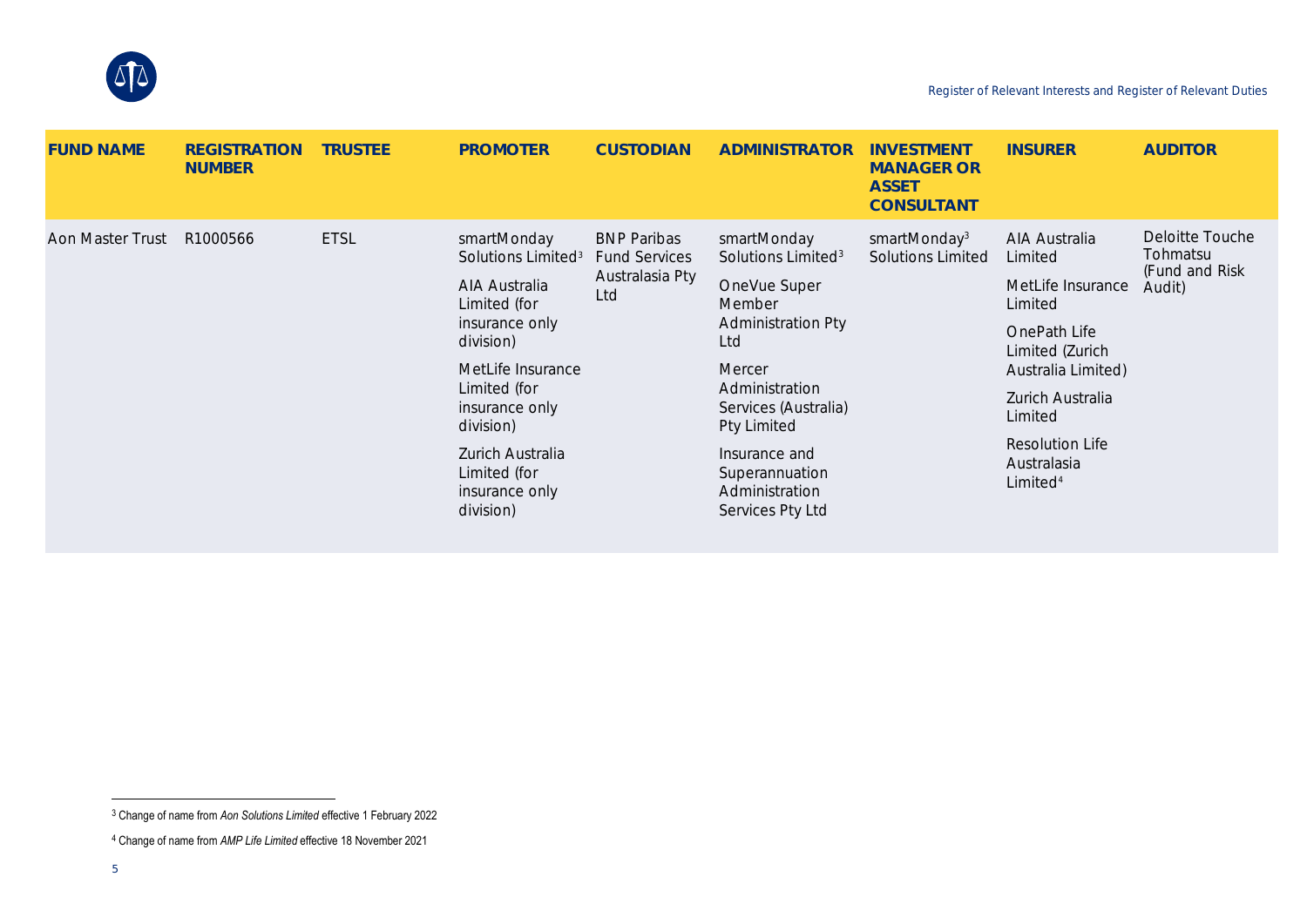| FUND NAME | REGISTRATION NUMBER | TRUSTEE | PROMOTER | CUSTODIAN | ADMINISTRATOR | INVESTMENT MANAGER OR ASSET CONSULTANT | INSURER | AUDITOR |
|---|---|---|---|---|---|---|---|---|
| Aon Master Trust | R1000566 | ETSL | smartMonday Solutions Limited[3]<br>AIA Australia Limited (for insurance only division)<br>MetLife Insurance Limited (for insurance only division)<br>Zurich Australia Limited (for insurance only division) | BNP Paribas Fund Services Australasia Pty Ltd | smartMonday Solutions Limited[3]<br>OneVue Super Member Administration Pty Ltd<br>Mercer Administration Services (Australia) Pty Limited<br>Insurance and Superannuation Administration Services Pty Ltd | smartMonday[3] Solutions Limited | AIA Australia Limited<br>MetLife Insurance Limited<br>OnePath Life Limited (Zurich Australia Limited)<br>Zurich Australia Limited<br>Resolution Life Australasia Limited[4] | Deloitte Touche Tohmatsu (Fund and Risk Audit) |

[3] Change of name from *Aon Solutions Limited* effective 1 February 2022

[4] Change of name from *AMP Life Limited* effective 18 November 2021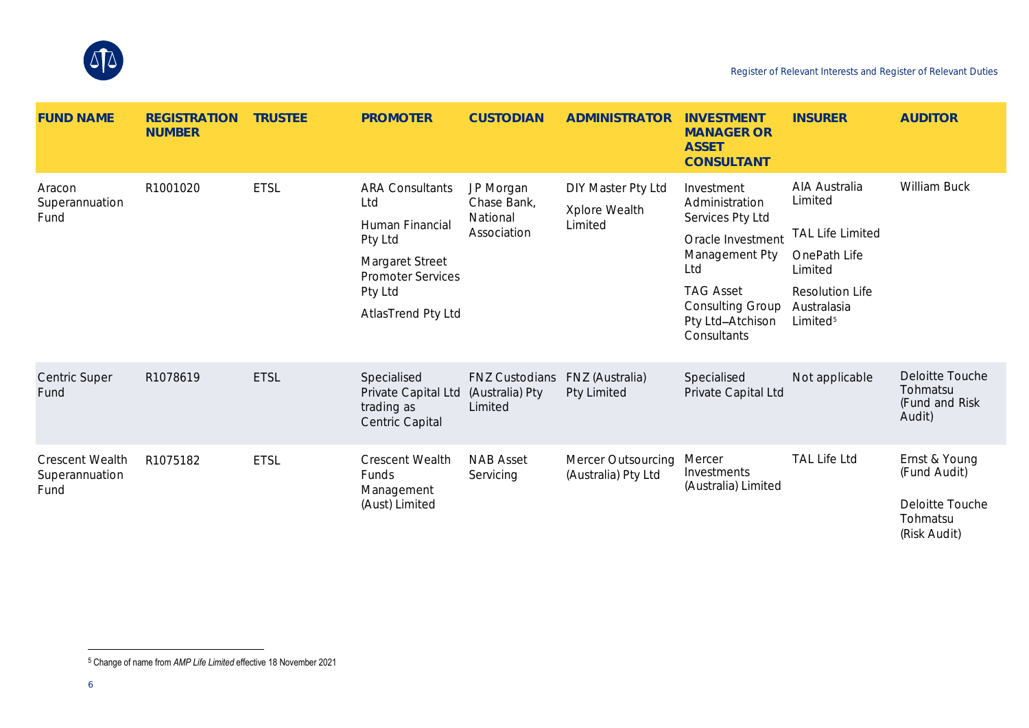| FUND NAME | REGISTRATION NUMBER | TRUSTEE | PROMOTER | CUSTODIAN | ADMINISTRATOR | INVESTMENT MANAGER OR ASSET CONSULTANT | INSURER | AUDITOR |
|---|---|---|---|---|---|---|---|---|
| Aracon Superannuation Fund | R1001020 | ETSL | ARA Consultants Ltd<br>Human Financial Pty Ltd<br>Margaret Street Promoter Services Pty Ltd<br>AtlasTrend Pty Ltd | JP Morgan Chase Bank, National Association | DIY Master Pty Ltd<br>Xplore Wealth Limited | Investment Administration Services Pty Ltd<br>Oracle Investment Management Pty Ltd<br>TAG Asset Consulting Group Pty Ltd—Atchison Consultants | AIA Australia Limited<br>TAL Life Limited<br>OnePath Life Limited<br>Resolution Life Australasia Limited[5] | William Buck |
| Centric Super Fund | R1078619 | ETSL | Specialised Private Capital Ltd trading as Centric Capital | FNZ Custodians (Australia) Pty Limited | FNZ (Australia) Pty Limited | Specialised Private Capital Ltd | Not applicable | Deloitte Touche Tohmatsu (Fund and Risk Audit) |
| Crescent Wealth Superannuation Fund | R1075182 | ETSL | Crescent Wealth Funds Management (Aust) Limited | NAB Asset Servicing | Mercer Outsourcing (Australia) Pty Ltd | Mercer Investments (Australia) Limited | TAL Life Ltd | Ernst & Young (Fund Audit)<br>Deloitte Touche Tohmatsu (Risk Audit) |

[5] Change of name from *AMP Life Limited* effective 18 November 2021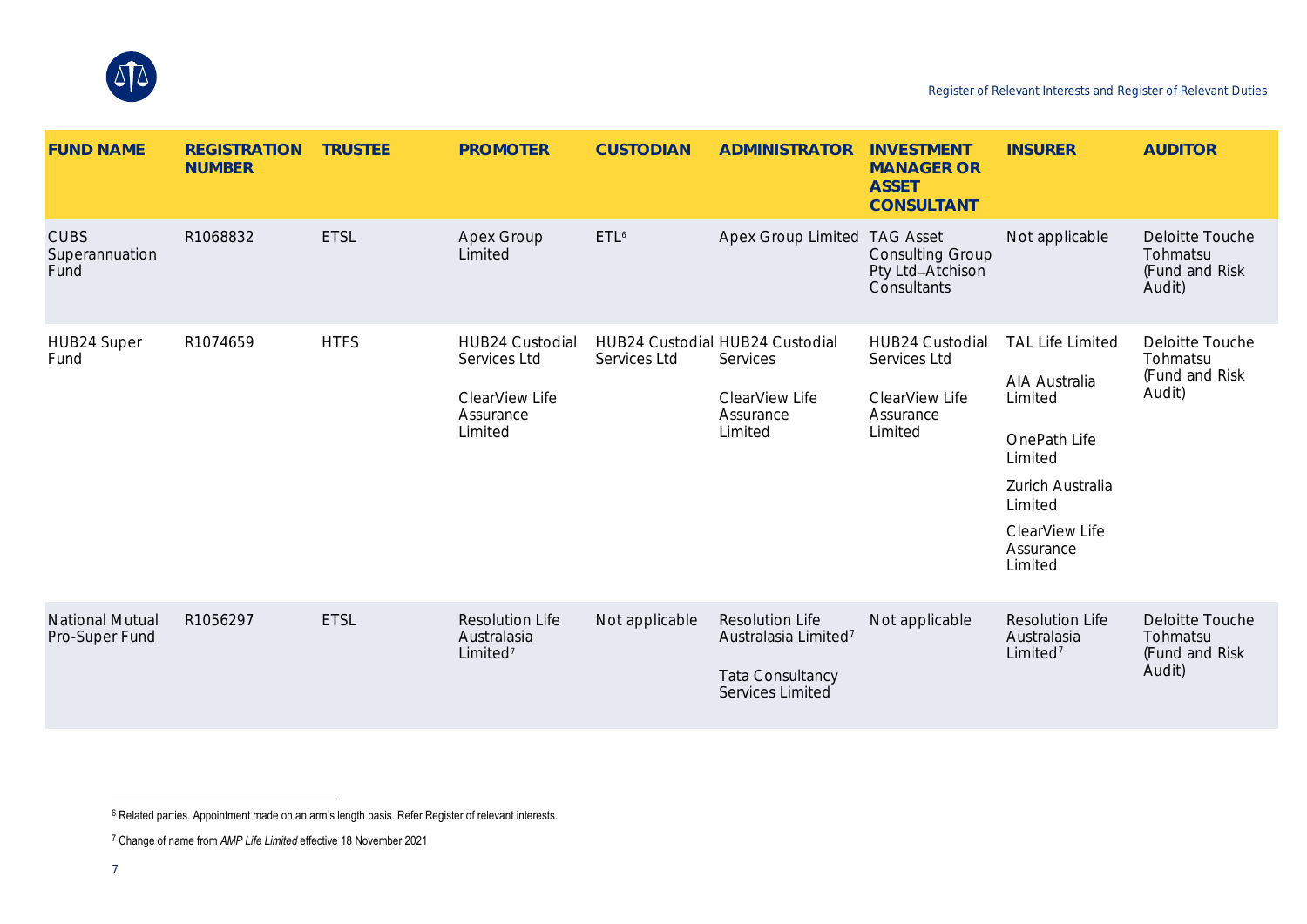| FUND NAME | REGISTRATION NUMBER | TRUSTEE | PROMOTER | CUSTODIAN | ADMINISTRATOR | INVESTMENT MANAGER OR ASSET CONSULTANT | INSURER | AUDITOR |
|---|---|---|---|---|---|---|---|---|
| CUBS Superannuation Fund | R1068832 | ETSL | Apex Group Limited | ETL[6] | Apex Group Limited | TAG Asset Consulting Group Pty Ltd—Atchison Consultants | Not applicable | Deloitte Touche Tohmatsu (Fund and Risk Audit) |
| HUB24 Super Fund | R1074659 | HTFS | HUB24 Custodial Services Ltd<br><br>ClearView Life Assurance Limited | HUB24 Custodial Services Ltd | HUB24 Custodial Services<br><br>ClearView Life Assurance Limited | HUB24 Custodial Services Ltd<br><br>ClearView Life Assurance Limited | TAL Life Limited<br><br>AIA Australia Limited<br><br>OnePath Life Limited<br><br>Zurich Australia Limited<br><br>ClearView Life Assurance Limited | Deloitte Touche Tohmatsu (Fund and Risk Audit) |
| National Mutual Pro-Super Fund | R1056297 | ETSL | Resolution Life Australasia Limited[7] | Not applicable | Resolution Life Australasia Limited[7]<br><br>Tata Consultancy Services Limited | Not applicable | Resolution Life Australasia Limited[7] | Deloitte Touche Tohmatsu (Fund and Risk Audit) |

[6] Related parties. Appointment made on an arm's length basis. Refer Register of relevant interests.

[7] Change of name from *AMP Life Limited* effective 18 November 2021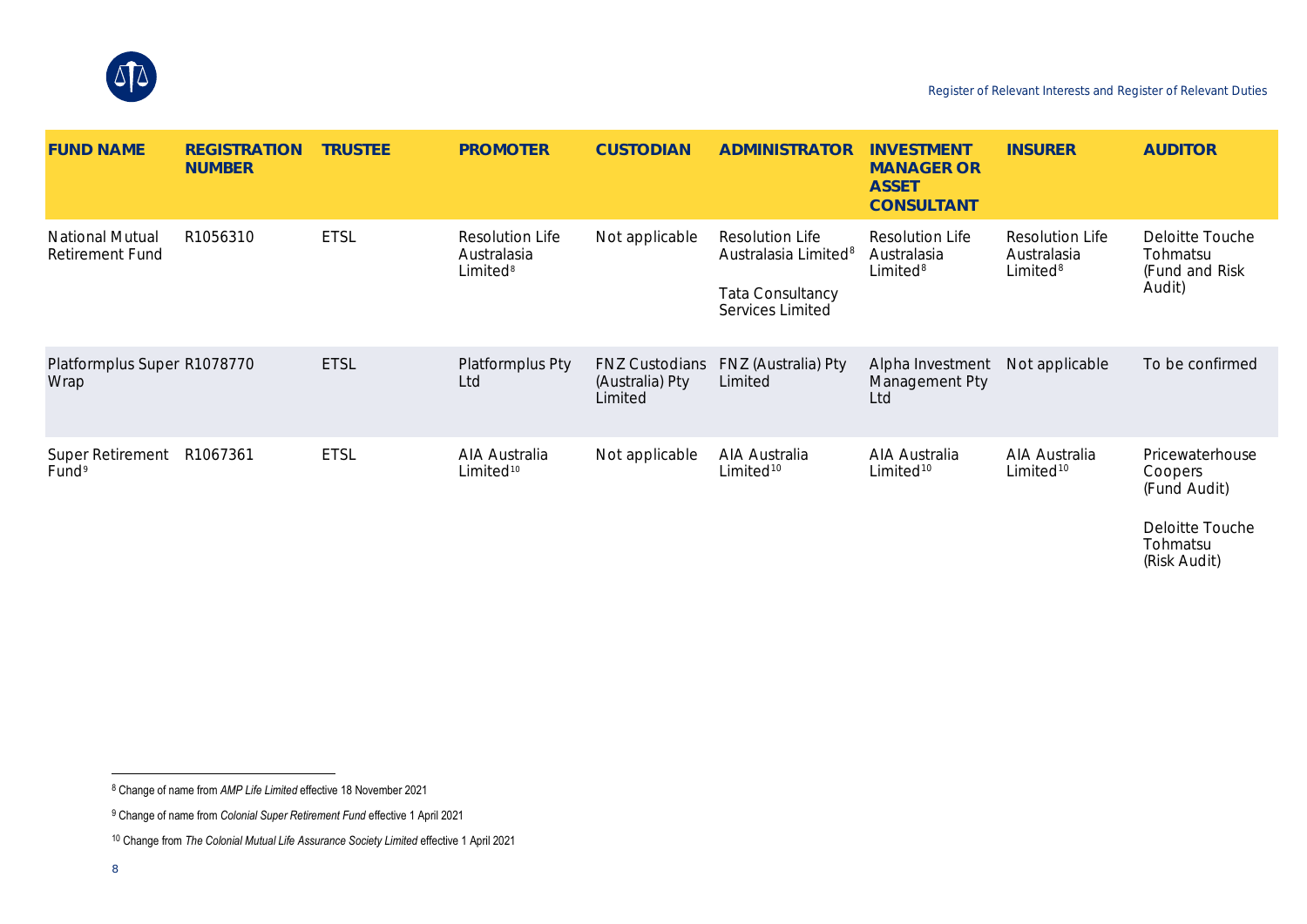| FUND NAME | REGISTRATION NUMBER | TRUSTEE | PROMOTER | CUSTODIAN | ADMINISTRATOR | INVESTMENT MANAGER OR ASSET CONSULTANT | INSURER | AUDITOR |
|---|---|---|---|---|---|---|---|---|
| National Mutual Retirement Fund | R1056310 | ETSL | Resolution Life Australasia Limited[8] | Not applicable | Resolution Life Australasia Limited[8]<br><br>Tata Consultancy Services Limited | Resolution Life Australasia Limited[8] | Resolution Life Australasia Limited[8] | Deloitte Touche Tohmatsu (Fund and Risk Audit) |
| Platformplus Super Wrap | R1078770 | ETSL | Platformplus Pty Ltd | FNZ Custodians (Australia) Pty Limited | FNZ (Australia) Pty Limited | Alpha Investment Management Pty Ltd | Not applicable | To be confirmed |
| Super Retirement Fund[9] | R1067361 | ETSL | AIA Australia Limited[10] | Not applicable | AIA Australia Limited[10] | AIA Australia Limited[10] | AIA Australia Limited[10] | Pricewaterhouse Coopers (Fund Audit)<br><br>Deloitte Touche Tohmatsu (Risk Audit) |

[8] Change of name from *AMP Life Limited* effective 18 November 2021

[9] Change of name from *Colonial Super Retirement Fund* effective 1 April 2021

[10] Change from *The Colonial Mutual Life Assurance Society Limited* effective 1 April 2021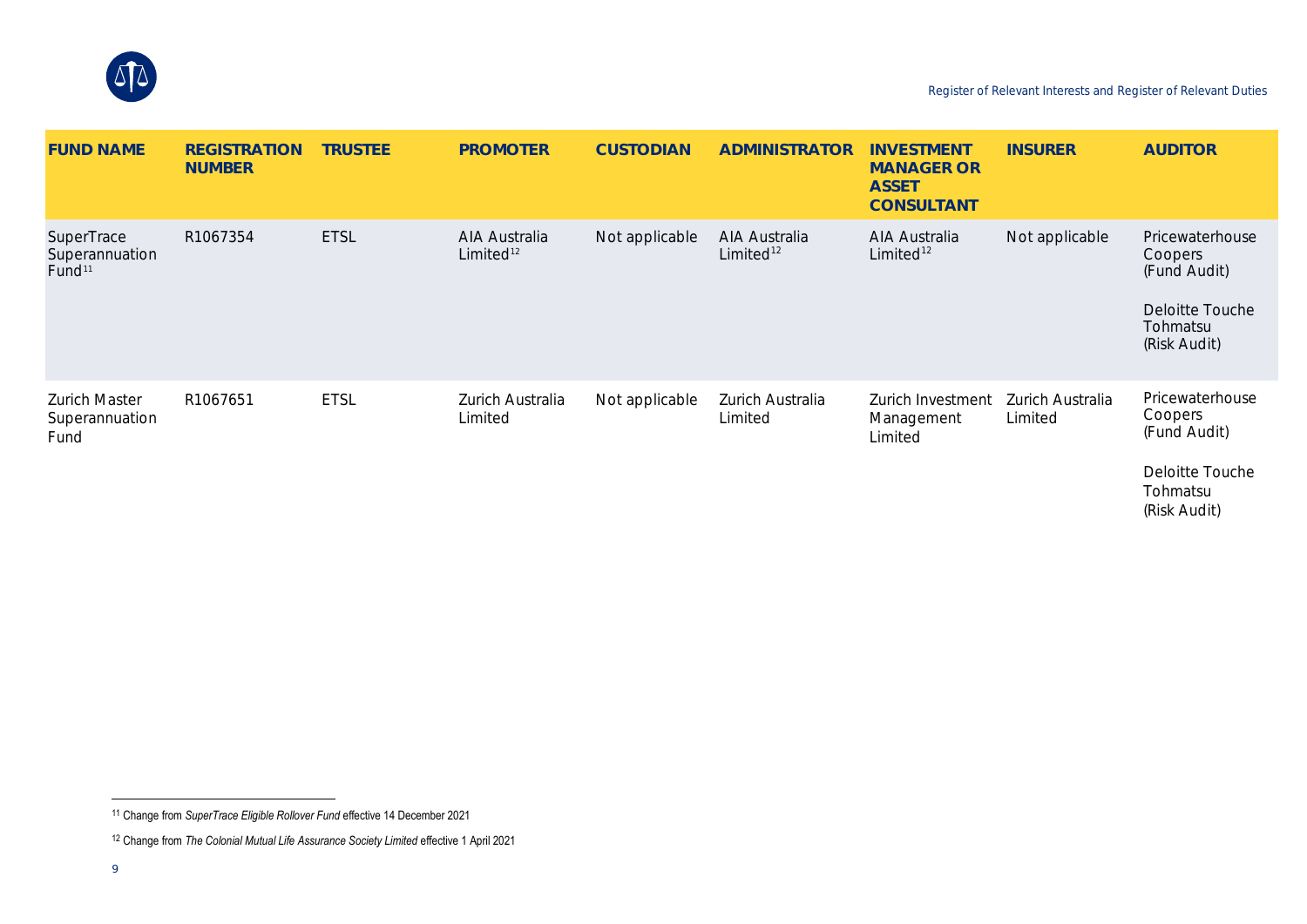| FUND NAME | REGISTRATION NUMBER | TRUSTEE | PROMOTER | CUSTODIAN | ADMINISTRATOR | INVESTMENT MANAGER OR ASSET CONSULTANT | INSURER | AUDITOR |
|---|---|---|---|---|---|---|---|---|
| SuperTrace Superannuation Fund[11] | R1067354 | ETSL | AIA Australia Limited[12] | Not applicable | AIA Australia Limited[12] | AIA Australia Limited[12] | Not applicable | Pricewaterhouse Coopers (Fund Audit)<br><br>Deloitte Touche Tohmatsu (Risk Audit) |
| Zurich Master Superannuation Fund | R1067651 | ETSL | Zurich Australia Limited | Not applicable | Zurich Australia Limited | Zurich Investment Management Limited | Zurich Australia Limited | Pricewaterhouse Coopers (Fund Audit)<br><br>Deloitte Touche Tohmatsu (Risk Audit) |

[11] Change from *SuperTrace Eligible Rollover Fund* effective 14 December 2021

[12] Change from *The Colonial Mutual Life Assurance Society Limited* effective 1 April 2021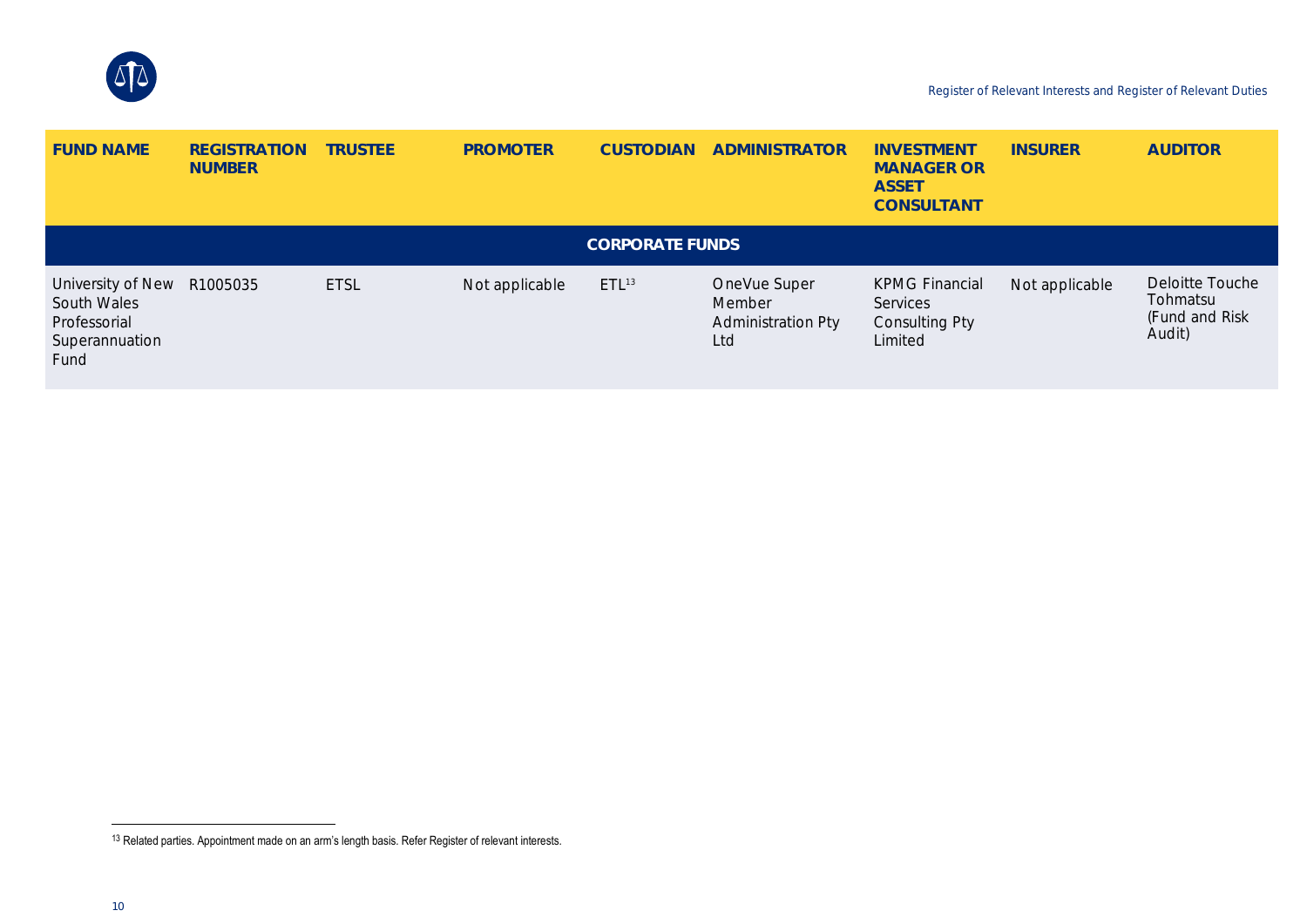| FUND NAME | REGISTRATION NUMBER | TRUSTEE | PROMOTER | CUSTODIAN | ADMINISTRATOR | INVESTMENT MANAGER OR ASSET CONSULTANT | INSURER | AUDITOR |
|---|---|---|---|---|---|---|---|---|
| **CORPORATE FUNDS** | | | | | | | | |
| University of New South Wales Professorial Superannuation Fund | R1005035 | ETSL | Not applicable | ETL[13] | OneVue Super Member Administration Pty Ltd | KPMG Financial Services Consulting Pty Limited | Not applicable | Deloitte Touche Tohmatsu (Fund and Risk Audit) |

[13] Related parties. Appointment made on an arm's length basis. Refer Register of relevant interests.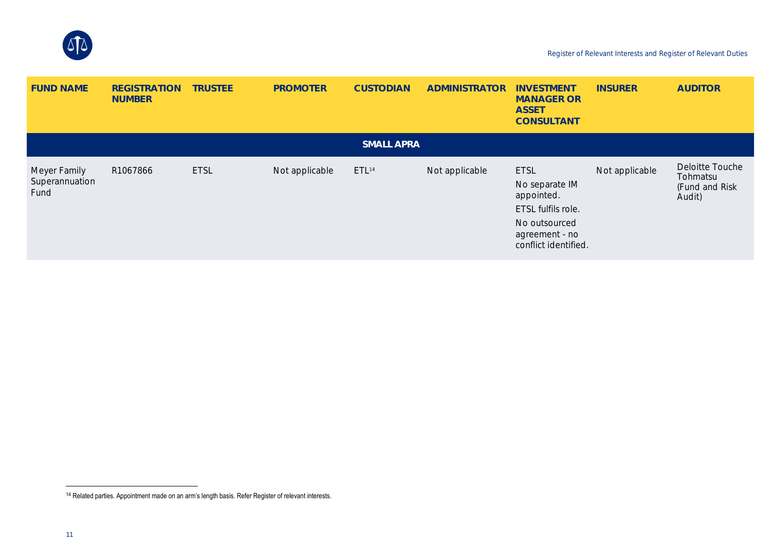| FUND NAME | REGISTRATION NUMBER | TRUSTEE | PROMOTER | CUSTODIAN | ADMINISTRATOR | INVESTMENT MANAGER OR ASSET CONSULTANT | INSURER | AUDITOR |
|---|---|---|---|---|---|---|---|---|
| **SMALL APRA** | | | | | | | | |
| Meyer Family Superannuation Fund | R1067866 | ETSL | Not applicable | ETL[14] | Not applicable | ETSL<br>No separate IM appointed.<br>ETSL fulfils role.<br>No outsourced agreement - no conflict identified. | Not applicable | Deloitte Touche Tohmatsu (Fund and Risk Audit) |

[14] Related parties. Appointment made on an arm's length basis. Refer Register of relevant interests.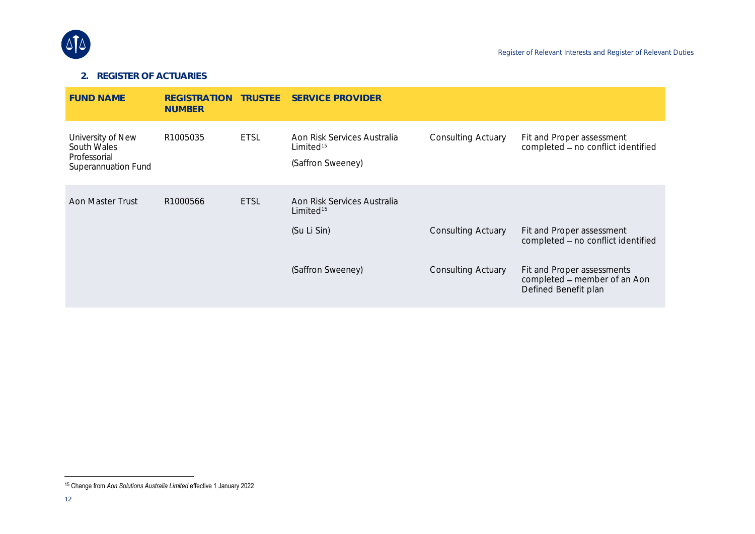## 2. REGISTER OF ACTUARIES

| FUND NAME | REGISTRATION NUMBER | TRUSTEE | SERVICE PROVIDER | | |
|---|---|---|---|---|---|
| University of New South Wales Professional Superannuation Fund | R1005035 | ETSL | Aon Risk Services Australia Limited[15] (Saffron Sweeney) | Consulting Actuary | Fit and Proper assessment completed – no conflict identified |
| Aon Master Trust | R1000566 | ETSL | Aon Risk Services Australia Limited[15] | | |
| | | | (Su Li Sin) | Consulting Actuary | Fit and Proper assessment completed – no conflict identified |
| | | | (Saffron Sweeney) | Consulting Actuary | Fit and Proper assessments completed – member of an Aon Defined Benefit plan |

[15] Change from *Aon Solutions Australia Limited* effective 1 January 2022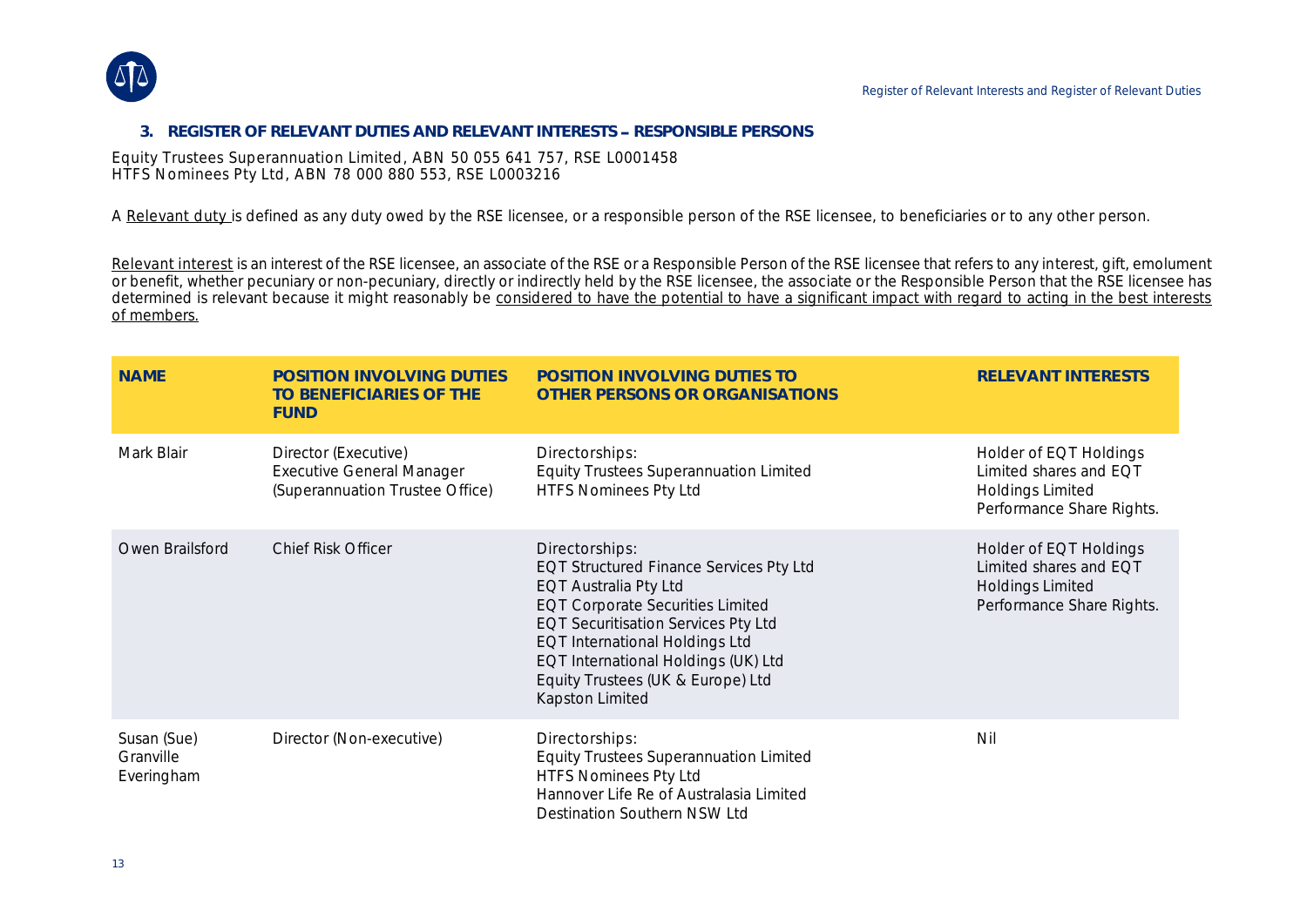### 3. REGISTER OF RELEVANT DUTIES AND RELEVANT INTERESTS – RESPONSIBLE PERSONS

Equity Trustees Superannuation Limited, ABN 50 055 641 757, RSE L0001458
HTFS Nominees Pty Ltd, ABN 78 000 880 553, RSE L0003216

A Relevant duty is defined as any duty owed by the RSE licensee, or a responsible person of the RSE licensee, to beneficiaries or to any other person.

Relevant interest is an interest of the RSE licensee, an associate of the RSE or a Responsible Person of the RSE licensee that refers to any interest, gift, emolument or benefit, whether pecuniary or non-pecuniary, directly or indirectly held by the RSE licensee, the associate or the Responsible Person that the RSE licensee has determined is relevant because it might reasonably be considered to have the potential to have a significant impact with regard to acting in the best interests of members.

| NAME | POSITION INVOLVING DUTIES TO BENEFICIARIES OF THE FUND | POSITION INVOLVING DUTIES TO OTHER PERSONS OR ORGANISATIONS | RELEVANT INTERESTS |
|---|---|---|---|
| Mark Blair | Director (Executive)<br>Executive General Manager (Superannuation Trustee Office) | Directorships:<br>Equity Trustees Superannuation Limited<br>HTFS Nominees Pty Ltd | Holder of EQT Holdings Limited shares and EQT Holdings Limited Performance Share Rights. |
| Owen Brailsford | Chief Risk Officer | Directorships:<br>EQT Structured Finance Services Pty Ltd<br>EQT Australia Pty Ltd<br>EQT Corporate Securities Limited<br>EQT Securitisation Services Pty Ltd<br>EQT International Holdings Ltd<br>EQT International Holdings (UK) Ltd<br>Equity Trustees (UK & Europe) Ltd<br>Kapston Limited | Holder of EQT Holdings Limited shares and EQT Holdings Limited Performance Share Rights. |
| Susan (Sue) Granville Everingham | Director (Non-executive) | Directorships:<br>Equity Trustees Superannuation Limited<br>HTFS Nominees Pty Ltd<br>Hannover Life Re of Australasia Limited<br>Destination Southern NSW Ltd | Nil |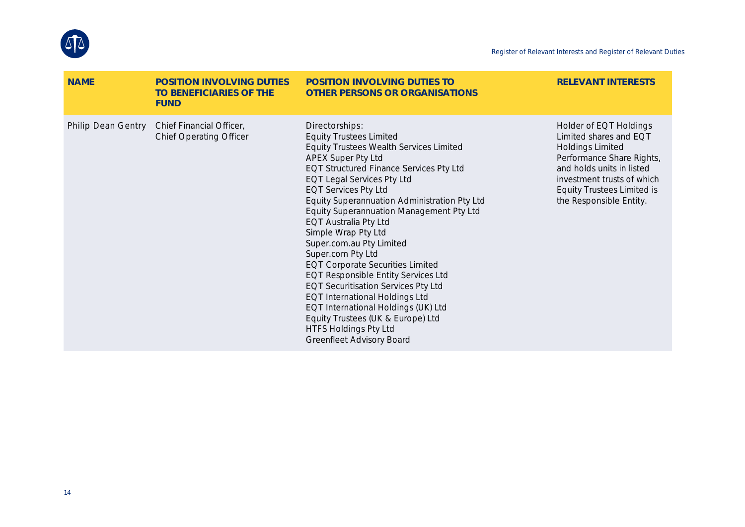| NAME | POSITION INVOLVING DUTIES TO BENEFICIARIES OF THE FUND | POSITION INVOLVING DUTIES TO OTHER PERSONS OR ORGANISATIONS | RELEVANT INTERESTS |
|---|---|---|---|
| Philip Dean Gentry | Chief Financial Officer, Chief Operating Officer | Directorships:<br>Equity Trustees Limited<br>Equity Trustees Wealth Services Limited<br>APEX Super Pty Ltd<br>EQT Structured Finance Services Pty Ltd<br>EQT Legal Services Pty Ltd<br>EQT Services Pty Ltd<br>Equity Superannuation Administration Pty Ltd<br>Equity Superannuation Management Pty Ltd<br>EQT Australia Pty Ltd<br>Simple Wrap Pty Ltd<br>Super.com.au Pty Limited<br>Super.com Pty Ltd<br>EQT Corporate Securities Limited<br>EQT Responsible Entity Services Ltd<br>EQT Securitisation Services Pty Ltd<br>EQT International Holdings Ltd<br>EQT International Holdings (UK) Ltd<br>Equity Trustees (UK & Europe) Ltd<br>HTFS Holdings Pty Ltd<br>Greenfleet Advisory Board | Holder of EQT Holdings Limited shares and EQT Holdings Limited Performance Share Rights, and holds units in listed investment trusts of which Equity Trustees Limited is the Responsible Entity. |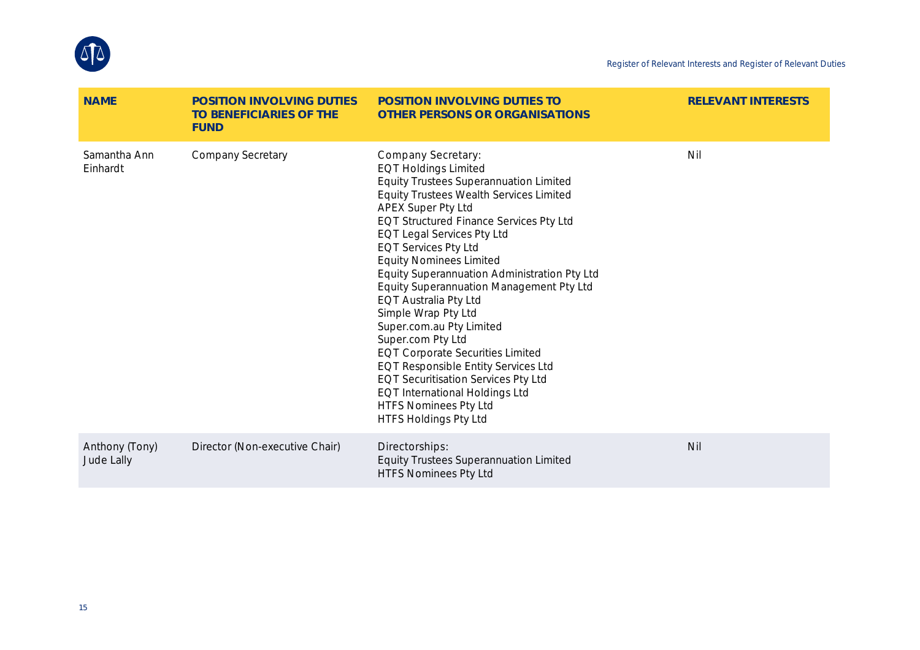| NAME | POSITION INVOLVING DUTIES TO BENEFICIARIES OF THE FUND | POSITION INVOLVING DUTIES TO OTHER PERSONS OR ORGANISATIONS | RELEVANT INTERESTS |
|---|---|---|---|
| Samantha Ann Einhardt | Company Secretary | Company Secretary:<br>EQT Holdings Limited<br>Equity Trustees Superannuation Limited<br>Equity Trustees Wealth Services Limited<br>APEX Super Pty Ltd<br>EQT Structured Finance Services Pty Ltd<br>EQT Legal Services Pty Ltd<br>EQT Services Pty Ltd<br>Equity Nominees Limited<br>Equity Superannuation Administration Pty Ltd<br>Equity Superannuation Management Pty Ltd<br>EQT Australia Pty Ltd<br>Simple Wrap Pty Ltd<br>Super.com.au Pty Limited<br>Super.com Pty Ltd<br>EQT Corporate Securities Limited<br>EQT Responsible Entity Services Ltd<br>EQT Securitisation Services Pty Ltd<br>EQT International Holdings Ltd<br>HTFS Nominees Pty Ltd<br>HTFS Holdings Pty Ltd | Nil |
| Anthony (Tony) Jude Lally | Director (Non-executive Chair) | Directorships:<br>Equity Trustees Superannuation Limited<br>HTFS Nominees Pty Ltd | Nil |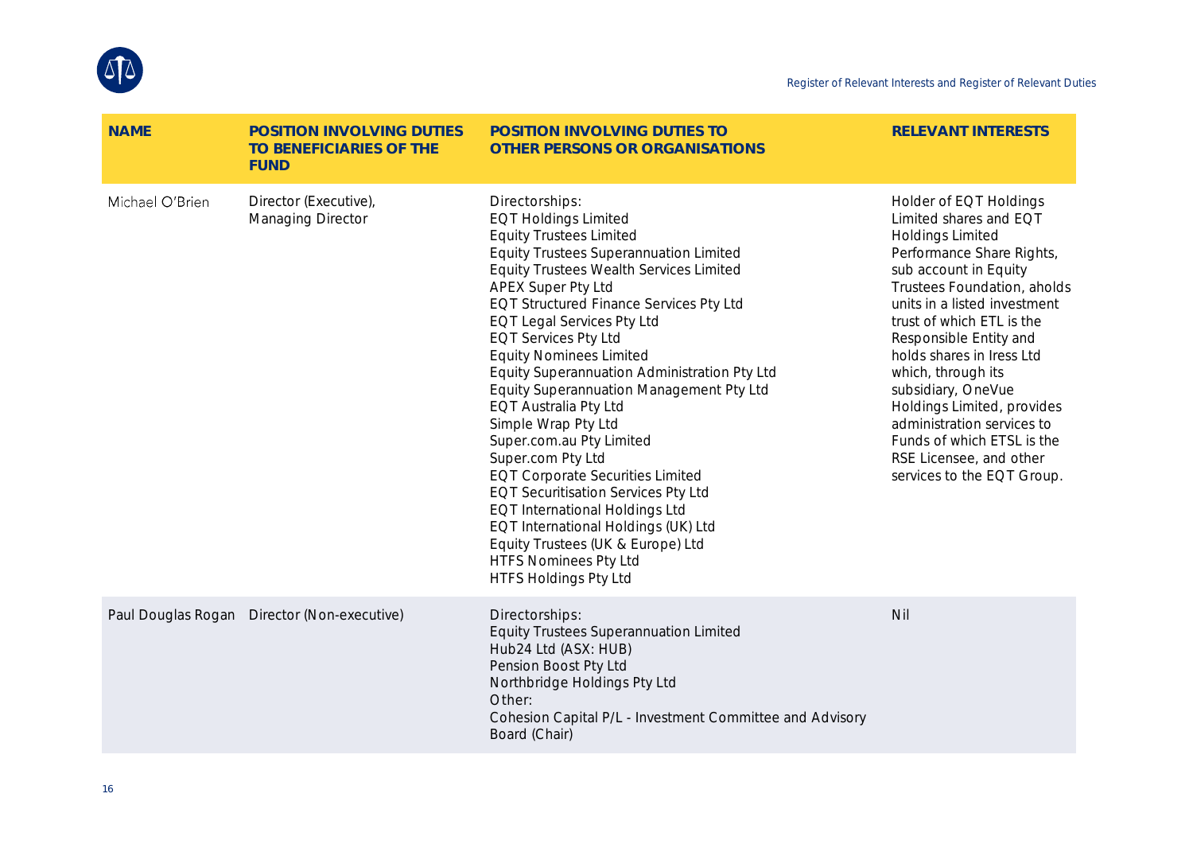| NAME | POSITION INVOLVING DUTIES TO BENEFICIARIES OF THE FUND | POSITION INVOLVING DUTIES TO OTHER PERSONS OR ORGANISATIONS | RELEVANT INTERESTS |
|---|---|---|---|
| Michael O'Brien | Director (Executive), Managing Director | Directorships:<br>EQT Holdings Limited<br>Equity Trustees Limited<br>Equity Trustees Superannuation Limited<br>Equity Trustees Wealth Services Limited<br>APEX Super Pty Ltd<br>EQT Structured Finance Services Pty Ltd<br>EQT Legal Services Pty Ltd<br>EQT Services Pty Ltd<br>Equity Nominees Limited<br>Equity Superannuation Administration Pty Ltd<br>Equity Superannuation Management Pty Ltd<br>EQT Australia Pty Ltd<br>Simple Wrap Pty Ltd<br>Super.com.au Pty Limited<br>Super.com Pty Ltd<br>EQT Corporate Securities Limited<br>EQT Securitisation Services Pty Ltd<br>EQT International Holdings Ltd<br>EQT International Holdings (UK) Ltd<br>Equity Trustees (UK & Europe) Ltd<br>HTFS Nominees Pty Ltd<br>HTFS Holdings Pty Ltd | Holder of EQT Holdings Limited shares and EQT Holdings Limited Performance Share Rights, sub account in Equity Trustees Foundation, aholds units in a listed investment trust of which ETL is the Responsible Entity and holds shares in Iress Ltd which, through its subsidiary, OneVue Holdings Limited, provides administration services to Funds of which ETSL is the RSE Licensee, and other services to the EQT Group. |
| Paul Douglas Rogan | Director (Non-executive) | Directorships:<br>Equity Trustees Superannuation Limited<br>Hub24 Ltd (ASX: HUB)<br>Pension Boost Pty Ltd<br>Northbridge Holdings Pty Ltd<br>Other:<br>Cohesion Capital P/L - Investment Committee and Advisory Board (Chair) | Nil |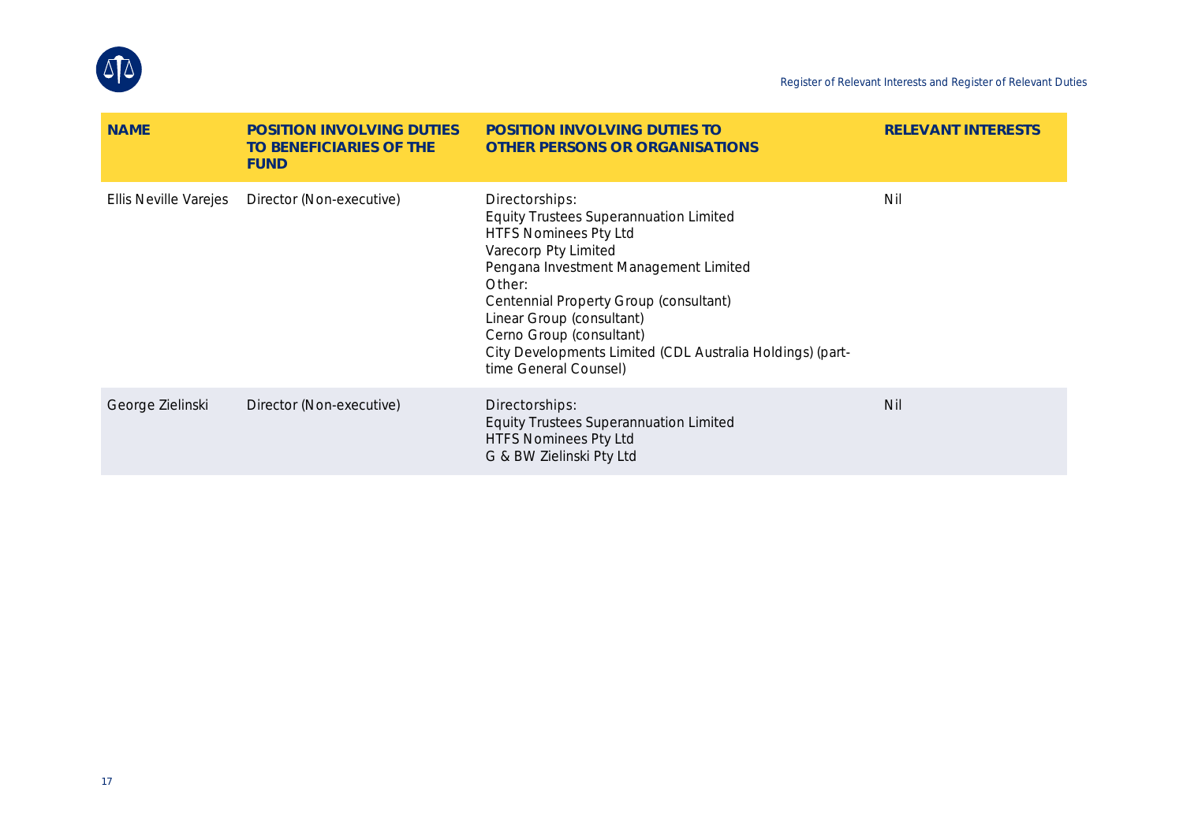| NAME | POSITION INVOLVING DUTIES TO BENEFICIARIES OF THE FUND | POSITION INVOLVING DUTIES TO OTHER PERSONS OR ORGANISATIONS | RELEVANT INTERESTS |
|---|---|---|---|
| Ellis Neville Varejes | Director (Non-executive) | Directorships:<br>Equity Trustees Superannuation Limited<br>HTFS Nominees Pty Ltd<br>Varecorp Pty Limited<br>Pengana Investment Management Limited<br>Other:<br>Centennial Property Group (consultant)<br>Linear Group (consultant)<br>Cerno Group (consultant)<br>City Developments Limited (CDL Australia Holdings) (part-time General Counsel) | Nil |
| George Zielinski | Director (Non-executive) | Directorships:<br>Equity Trustees Superannuation Limited<br>HTFS Nominees Pty Ltd<br>G & BW Zielinski Pty Ltd | Nil |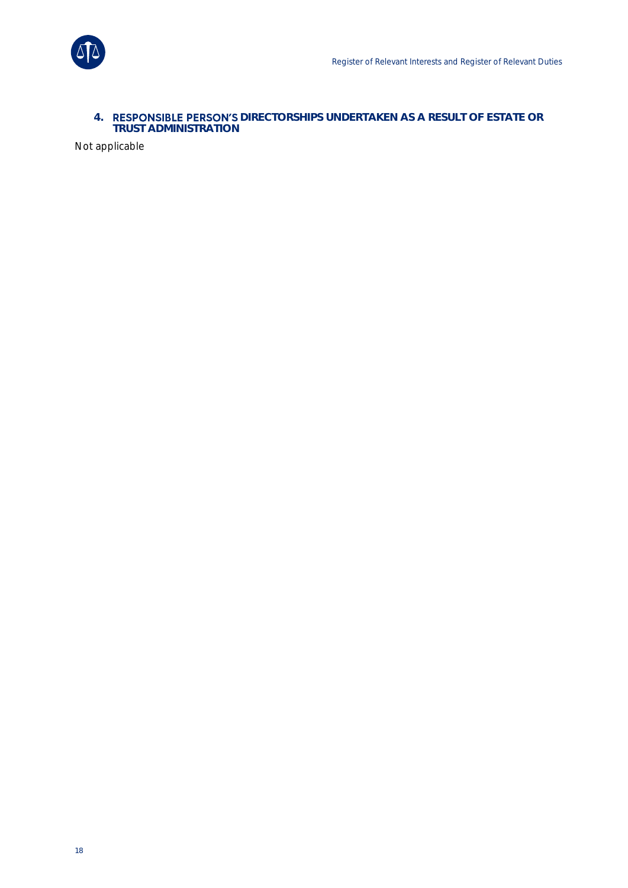## 4. RESPONSIBLE PERSON'S DIRECTORSHIPS UNDERTAKEN AS A RESULT OF ESTATE OR TRUST ADMINISTRATION

Not applicable